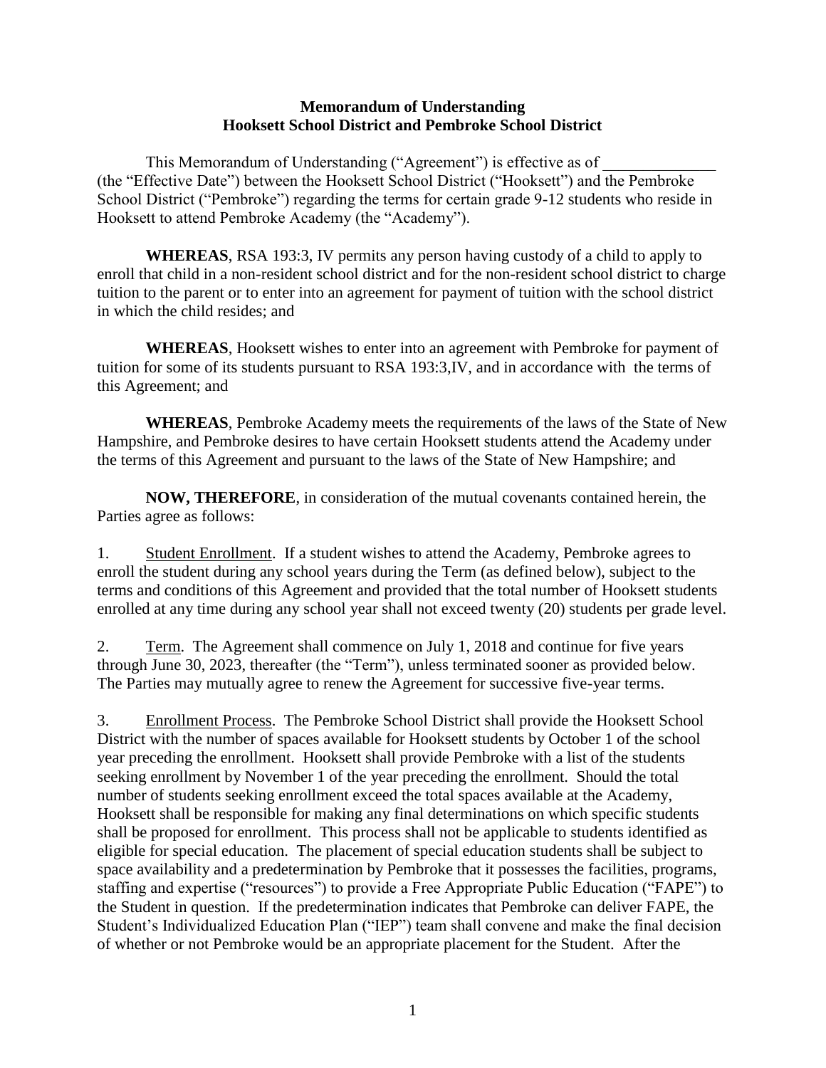**Memorandum of Understanding**
**Hooksett School District and Pembroke School District**

This Memorandum of Understanding ("Agreement") is effective as of ______________ (the "Effective Date") between the Hooksett School District ("Hooksett") and the Pembroke School District ("Pembroke") regarding the terms for certain grade 9-12 students who reside in Hooksett to attend Pembroke Academy (the "Academy").

**WHEREAS**, RSA 193:3, IV permits any person having custody of a child to apply to enroll that child in a non-resident school district and for the non-resident school district to charge tuition to the parent or to enter into an agreement for payment of tuition with the school district in which the child resides; and

**WHEREAS**, Hooksett wishes to enter into an agreement with Pembroke for payment of tuition for some of its students pursuant to RSA 193:3,IV, and in accordance with the terms of this Agreement; and

**WHEREAS**, Pembroke Academy meets the requirements of the laws of the State of New Hampshire, and Pembroke desires to have certain Hooksett students attend the Academy under the terms of this Agreement and pursuant to the laws of the State of New Hampshire; and

**NOW, THEREFORE**, in consideration of the mutual covenants contained herein, the Parties agree as follows:

1. Student Enrollment. If a student wishes to attend the Academy, Pembroke agrees to enroll the student during any school years during the Term (as defined below), subject to the terms and conditions of this Agreement and provided that the total number of Hooksett students enrolled at any time during any school year shall not exceed twenty (20) students per grade level.

2. Term. The Agreement shall commence on July 1, 2018 and continue for five years through June 30, 2023, thereafter (the "Term"), unless terminated sooner as provided below. The Parties may mutually agree to renew the Agreement for successive five-year terms.

3. Enrollment Process. The Pembroke School District shall provide the Hooksett School District with the number of spaces available for Hooksett students by October 1 of the school year preceding the enrollment. Hooksett shall provide Pembroke with a list of the students seeking enrollment by November 1 of the year preceding the enrollment. Should the total number of students seeking enrollment exceed the total spaces available at the Academy, Hooksett shall be responsible for making any final determinations on which specific students shall be proposed for enrollment. This process shall not be applicable to students identified as eligible for special education. The placement of special education students shall be subject to space availability and a predetermination by Pembroke that it possesses the facilities, programs, staffing and expertise ("resources") to provide a Free Appropriate Public Education ("FAPE") to the Student in question. If the predetermination indicates that Pembroke can deliver FAPE, the Student's Individualized Education Plan ("IEP") team shall convene and make the final decision of whether or not Pembroke would be an appropriate placement for the Student. After the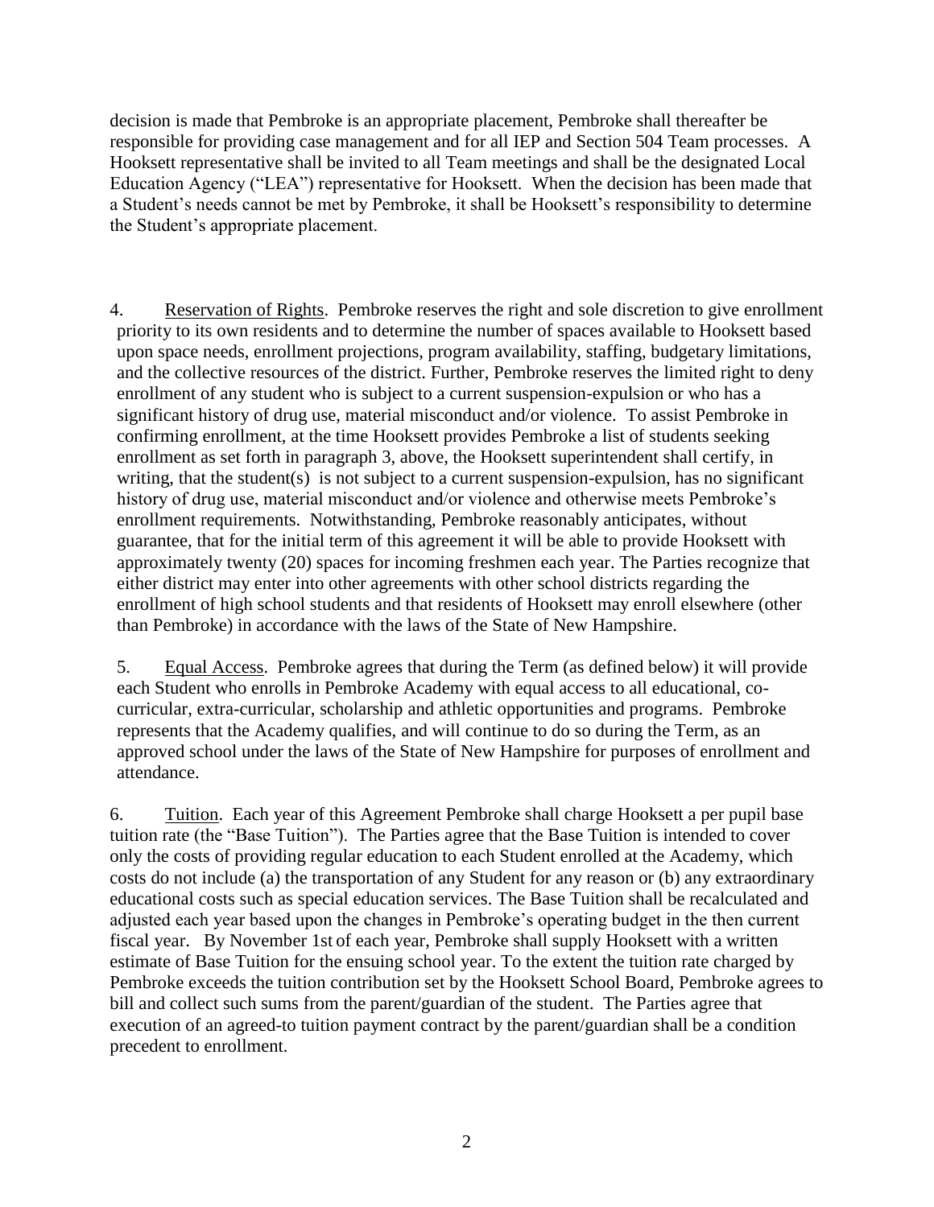decision is made that Pembroke is an appropriate placement, Pembroke shall thereafter be responsible for providing case management and for all IEP and Section 504 Team processes. A Hooksett representative shall be invited to all Team meetings and shall be the designated Local Education Agency ("LEA") representative for Hooksett. When the decision has been made that a Student's needs cannot be met by Pembroke, it shall be Hooksett's responsibility to determine the Student's appropriate placement.

4. Reservation of Rights. Pembroke reserves the right and sole discretion to give enrollment priority to its own residents and to determine the number of spaces available to Hooksett based upon space needs, enrollment projections, program availability, staffing, budgetary limitations, and the collective resources of the district. Further, Pembroke reserves the limited right to deny enrollment of any student who is subject to a current suspension-expulsion or who has a significant history of drug use, material misconduct and/or violence. To assist Pembroke in confirming enrollment, at the time Hooksett provides Pembroke a list of students seeking enrollment as set forth in paragraph 3, above, the Hooksett superintendent shall certify, in writing, that the student(s) is not subject to a current suspension-expulsion, has no significant history of drug use, material misconduct and/or violence and otherwise meets Pembroke's enrollment requirements. Notwithstanding, Pembroke reasonably anticipates, without guarantee, that for the initial term of this agreement it will be able to provide Hooksett with approximately twenty (20) spaces for incoming freshmen each year. The Parties recognize that either district may enter into other agreements with other school districts regarding the enrollment of high school students and that residents of Hooksett may enroll elsewhere (other than Pembroke) in accordance with the laws of the State of New Hampshire.

5. Equal Access. Pembroke agrees that during the Term (as defined below) it will provide each Student who enrolls in Pembroke Academy with equal access to all educational, co-curricular, extra-curricular, scholarship and athletic opportunities and programs. Pembroke represents that the Academy qualifies, and will continue to do so during the Term, as an approved school under the laws of the State of New Hampshire for purposes of enrollment and attendance.

6. Tuition. Each year of this Agreement Pembroke shall charge Hooksett a per pupil base tuition rate (the "Base Tuition"). The Parties agree that the Base Tuition is intended to cover only the costs of providing regular education to each Student enrolled at the Academy, which costs do not include (a) the transportation of any Student for any reason or (b) any extraordinary educational costs such as special education services. The Base Tuition shall be recalculated and adjusted each year based upon the changes in Pembroke's operating budget in the then current fiscal year. By November 1st of each year, Pembroke shall supply Hooksett with a written estimate of Base Tuition for the ensuing school year. To the extent the tuition rate charged by Pembroke exceeds the tuition contribution set by the Hooksett School Board, Pembroke agrees to bill and collect such sums from the parent/guardian of the student. The Parties agree that execution of an agreed-to tuition payment contract by the parent/guardian shall be a condition precedent to enrollment.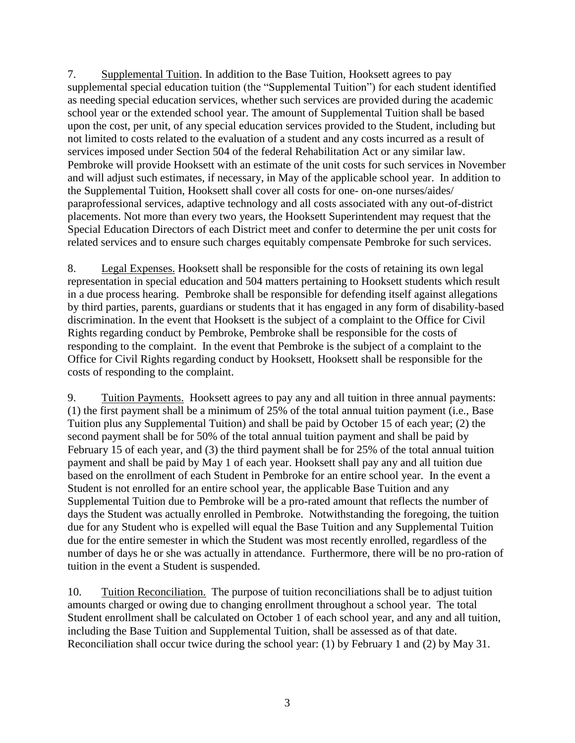7. Supplemental Tuition. In addition to the Base Tuition, Hooksett agrees to pay supplemental special education tuition (the "Supplemental Tuition") for each student identified as needing special education services, whether such services are provided during the academic school year or the extended school year. The amount of Supplemental Tuition shall be based upon the cost, per unit, of any special education services provided to the Student, including but not limited to costs related to the evaluation of a student and any costs incurred as a result of services imposed under Section 504 of the federal Rehabilitation Act or any similar law. Pembroke will provide Hooksett with an estimate of the unit costs for such services in November and will adjust such estimates, if necessary, in May of the applicable school year. In addition to the Supplemental Tuition, Hooksett shall cover all costs for one- on-one nurses/aides/ paraprofessional services, adaptive technology and all costs associated with any out-of-district placements. Not more than every two years, the Hooksett Superintendent may request that the Special Education Directors of each District meet and confer to determine the per unit costs for related services and to ensure such charges equitably compensate Pembroke for such services.

8. Legal Expenses. Hooksett shall be responsible for the costs of retaining its own legal representation in special education and 504 matters pertaining to Hooksett students which result in a due process hearing. Pembroke shall be responsible for defending itself against allegations by third parties, parents, guardians or students that it has engaged in any form of disability-based discrimination. In the event that Hooksett is the subject of a complaint to the Office for Civil Rights regarding conduct by Pembroke, Pembroke shall be responsible for the costs of responding to the complaint. In the event that Pembroke is the subject of a complaint to the Office for Civil Rights regarding conduct by Hooksett, Hooksett shall be responsible for the costs of responding to the complaint.

9. Tuition Payments. Hooksett agrees to pay any and all tuition in three annual payments: (1) the first payment shall be a minimum of 25% of the total annual tuition payment (i.e., Base Tuition plus any Supplemental Tuition) and shall be paid by October 15 of each year; (2) the second payment shall be for 50% of the total annual tuition payment and shall be paid by February 15 of each year, and (3) the third payment shall be for 25% of the total annual tuition payment and shall be paid by May 1 of each year. Hooksett shall pay any and all tuition due based on the enrollment of each Student in Pembroke for an entire school year. In the event a Student is not enrolled for an entire school year, the applicable Base Tuition and any Supplemental Tuition due to Pembroke will be a pro-rated amount that reflects the number of days the Student was actually enrolled in Pembroke. Notwithstanding the foregoing, the tuition due for any Student who is expelled will equal the Base Tuition and any Supplemental Tuition due for the entire semester in which the Student was most recently enrolled, regardless of the number of days he or she was actually in attendance. Furthermore, there will be no pro-ration of tuition in the event a Student is suspended.

10. Tuition Reconciliation. The purpose of tuition reconciliations shall be to adjust tuition amounts charged or owing due to changing enrollment throughout a school year. The total Student enrollment shall be calculated on October 1 of each school year, and any and all tuition, including the Base Tuition and Supplemental Tuition, shall be assessed as of that date. Reconciliation shall occur twice during the school year: (1) by February 1 and (2) by May 31.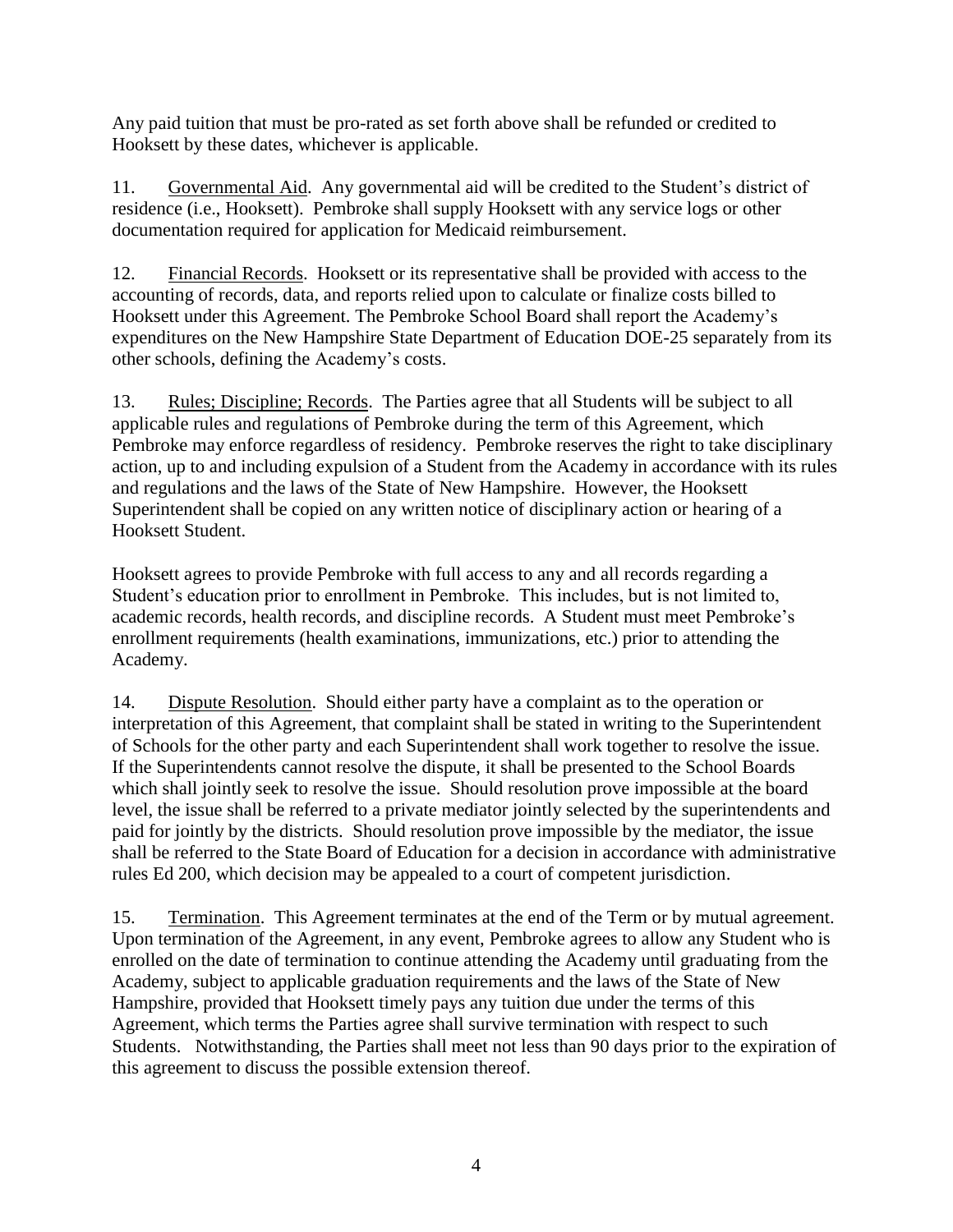Any paid tuition that must be pro-rated as set forth above shall be refunded or credited to Hooksett by these dates, whichever is applicable.

11. Governmental Aid. Any governmental aid will be credited to the Student's district of residence (i.e., Hooksett). Pembroke shall supply Hooksett with any service logs or other documentation required for application for Medicaid reimbursement.

12. Financial Records. Hooksett or its representative shall be provided with access to the accounting of records, data, and reports relied upon to calculate or finalize costs billed to Hooksett under this Agreement. The Pembroke School Board shall report the Academy's expenditures on the New Hampshire State Department of Education DOE-25 separately from its other schools, defining the Academy's costs.

13. Rules; Discipline; Records. The Parties agree that all Students will be subject to all applicable rules and regulations of Pembroke during the term of this Agreement, which Pembroke may enforce regardless of residency. Pembroke reserves the right to take disciplinary action, up to and including expulsion of a Student from the Academy in accordance with its rules and regulations and the laws of the State of New Hampshire. However, the Hooksett Superintendent shall be copied on any written notice of disciplinary action or hearing of a Hooksett Student.

Hooksett agrees to provide Pembroke with full access to any and all records regarding a Student's education prior to enrollment in Pembroke. This includes, but is not limited to, academic records, health records, and discipline records. A Student must meet Pembroke's enrollment requirements (health examinations, immunizations, etc.) prior to attending the Academy.

14. Dispute Resolution. Should either party have a complaint as to the operation or interpretation of this Agreement, that complaint shall be stated in writing to the Superintendent of Schools for the other party and each Superintendent shall work together to resolve the issue. If the Superintendents cannot resolve the dispute, it shall be presented to the School Boards which shall jointly seek to resolve the issue. Should resolution prove impossible at the board level, the issue shall be referred to a private mediator jointly selected by the superintendents and paid for jointly by the districts. Should resolution prove impossible by the mediator, the issue shall be referred to the State Board of Education for a decision in accordance with administrative rules Ed 200, which decision may be appealed to a court of competent jurisdiction.

15. Termination. This Agreement terminates at the end of the Term or by mutual agreement. Upon termination of the Agreement, in any event, Pembroke agrees to allow any Student who is enrolled on the date of termination to continue attending the Academy until graduating from the Academy, subject to applicable graduation requirements and the laws of the State of New Hampshire, provided that Hooksett timely pays any tuition due under the terms of this Agreement, which terms the Parties agree shall survive termination with respect to such Students. Notwithstanding, the Parties shall meet not less than 90 days prior to the expiration of this agreement to discuss the possible extension thereof.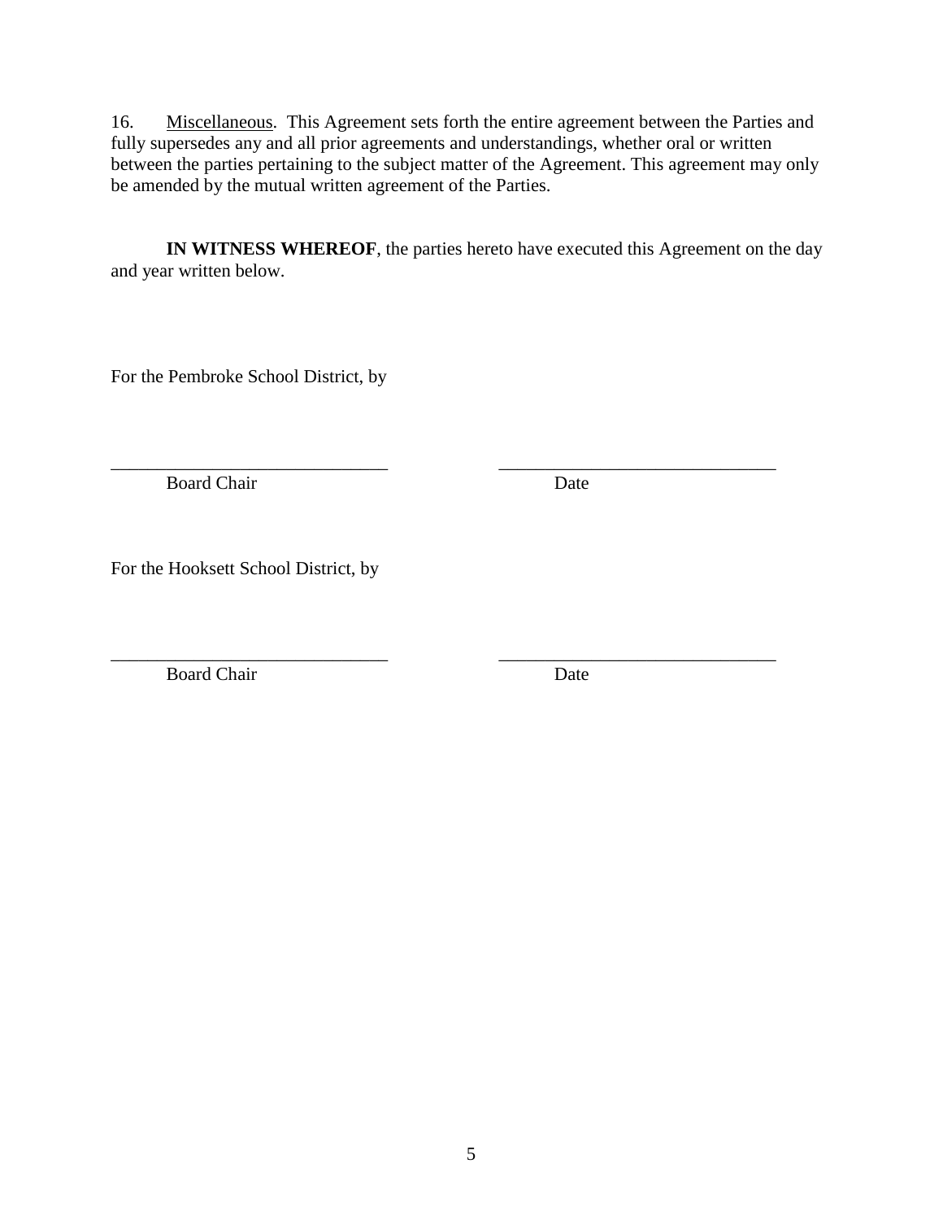16. Miscellaneous. This Agreement sets forth the entire agreement between the Parties and fully supersedes any and all prior agreements and understandings, whether oral or written between the parties pertaining to the subject matter of the Agreement. This agreement may only be amended by the mutual written agreement of the Parties.

**IN WITNESS WHEREOF**, the parties hereto have executed this Agreement on the day and year written below.

For the Pembroke School District, by

______________________________ ______________________________

Board Chair Date

For the Hooksett School District, by

______________________________ ______________________________

Board Chair Date